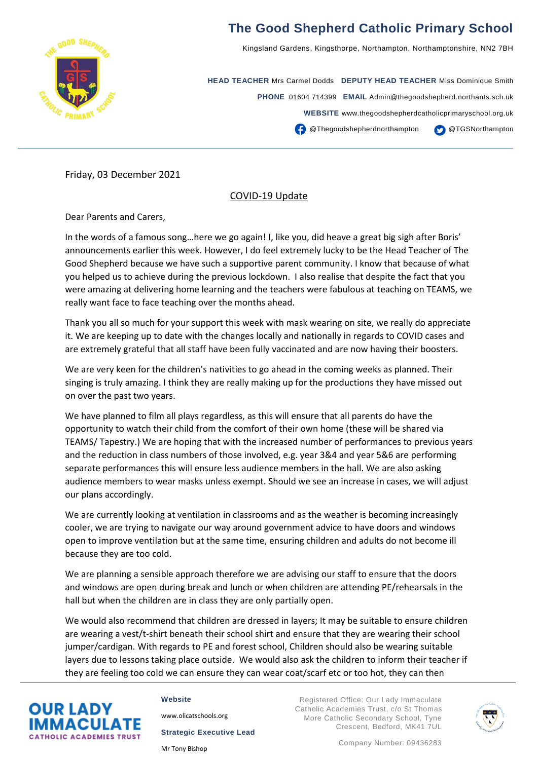# The Good Shepherd Catholic Primary School

Kingsland Gardens, Kingsthorpe, Northampton, Northamptonshire, NN2 7BH

**HEAD TEACHER** Mrs Carmel Dodds **DEPUTY HEAD TEACHER** Miss Dominique Smith

**PHONE** 01604 714399 **EMAIL** Admin@thegoodshepherd.northants.sch.uk

**WEBSITE** www.thegoodshepherdcatholicprimaryschool.org.uk

@Thegoodshepherdnorthampton @TGSNorthampton

Friday, 03 December 2021

## COVID-19 Update

Dear Parents and Carers,

In the words of a famous song…here we go again! I, like you, did heave a great big sigh after Boris' announcements earlier this week. However, I do feel extremely lucky to be the Head Teacher of The Good Shepherd because we have such a supportive parent community. I know that because of what you helped us to achieve during the previous lockdown. I also realise that despite the fact that you were amazing at delivering home learning and the teachers were fabulous at teaching on TEAMS, we really want face to face teaching over the months ahead.

Thank you all so much for your support this week with mask wearing on site, we really do appreciate it. We are keeping up to date with the changes locally and nationally in regards to COVID cases and are extremely grateful that all staff have been fully vaccinated and are now having their boosters.

We are very keen for the children's nativities to go ahead in the coming weeks as planned. Their singing is truly amazing. I think they are really making up for the productions they have missed out on over the past two years.

We have planned to film all plays regardless, as this will ensure that all parents do have the opportunity to watch their child from the comfort of their own home (these will be shared via TEAMS/ Tapestry.) We are hoping that with the increased number of performances to previous years and the reduction in class numbers of those involved, e.g. year 3&4 and year 5&6 are performing separate performances this will ensure less audience members in the hall. We are also asking audience members to wear masks unless exempt. Should we see an increase in cases, we will adjust our plans accordingly.

We are currently looking at ventilation in classrooms and as the weather is becoming increasingly cooler, we are trying to navigate our way around government advice to have doors and windows open to improve ventilation but at the same time, ensuring children and adults do not become ill because they are too cold.

We are planning a sensible approach therefore we are advising our staff to ensure that the doors and windows are open during break and lunch or when children are attending PE/rehearsals in the hall but when the children are in class they are only partially open.

We would also recommend that children are dressed in layers; It may be suitable to ensure children are wearing a vest/t-shirt beneath their school shirt and ensure that they are wearing their school jumper/cardigan. With regards to PE and forest school, Children should also be wearing suitable layers due to lessons taking place outside. We would also ask the children to inform their teacher if they are feeling too cold we can ensure they can wear coat/scarf etc or too hot, they can then

**OUR LADY IMMACULATE CATHOLIC ACADEMIES TRUST**

**Website**
www.olicatschools.org

**Strategic Executive Lead**
Mr Tony Bishop

Registered Office: Our Lady Immaculate Catholic Academies Trust, c/o St Thomas More Catholic Secondary School, Tyne Crescent, Bedford, MK41 7UL

Company Number: 09436283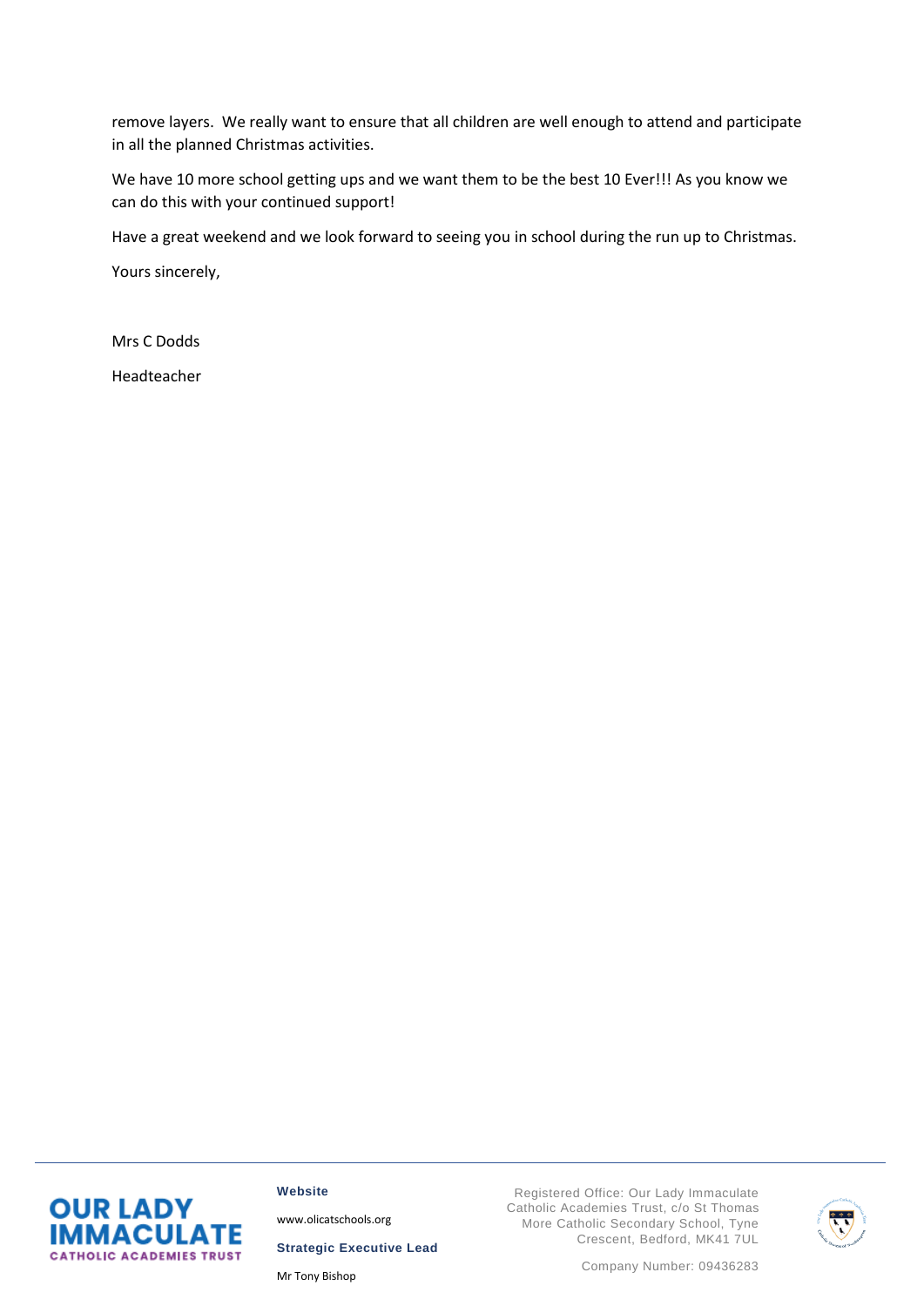remove layers. We really want to ensure that all children are well enough to attend and participate in all the planned Christmas activities.

We have 10 more school getting ups and we want them to be the best 10 Ever!!! As you know we can do this with your continued support!

Have a great weekend and we look forward to seeing you in school during the run up to Christmas.

Yours sincerely,

Mrs C Dodds

Headteacher